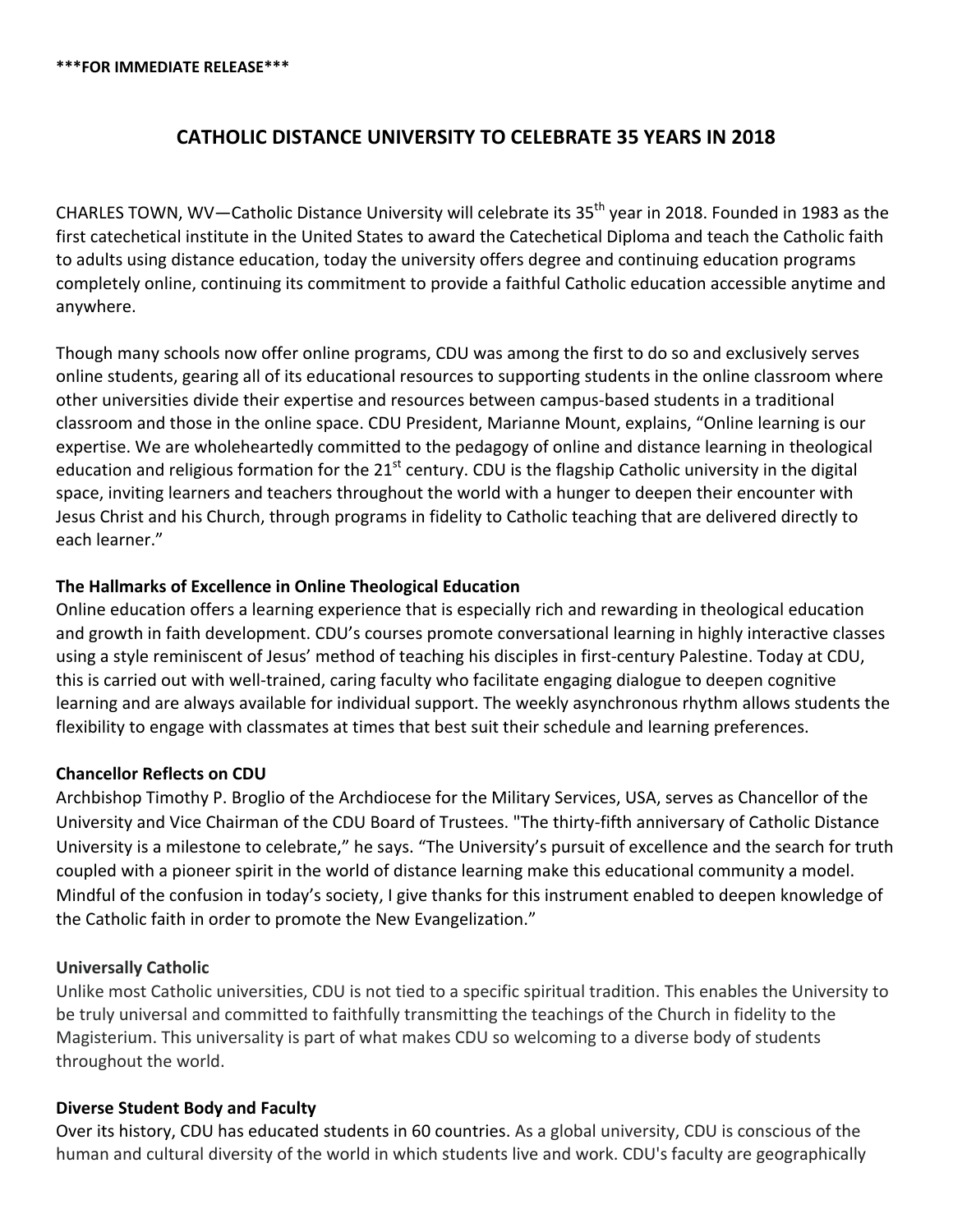***FOR IMMEDIATE RELEASE***

# CATHOLIC DISTANCE UNIVERSITY TO CELEBRATE 35 YEARS IN 2018

CHARLES TOWN, WV—Catholic Distance University will celebrate its 35th year in 2018. Founded in 1983 as the first catechetical institute in the United States to award the Catechetical Diploma and teach the Catholic faith to adults using distance education, today the university offers degree and continuing education programs completely online, continuing its commitment to provide a faithful Catholic education accessible anytime and anywhere.

Though many schools now offer online programs, CDU was among the first to do so and exclusively serves online students, gearing all of its educational resources to supporting students in the online classroom where other universities divide their expertise and resources between campus-based students in a traditional classroom and those in the online space. CDU President, Marianne Mount, explains, "Online learning is our expertise. We are wholeheartedly committed to the pedagogy of online and distance learning in theological education and religious formation for the 21st century. CDU is the flagship Catholic university in the digital space, inviting learners and teachers throughout the world with a hunger to deepen their encounter with Jesus Christ and his Church, through programs in fidelity to Catholic teaching that are delivered directly to each learner."

### The Hallmarks of Excellence in Online Theological Education

Online education offers a learning experience that is especially rich and rewarding in theological education and growth in faith development. CDU's courses promote conversational learning in highly interactive classes using a style reminiscent of Jesus' method of teaching his disciples in first-century Palestine. Today at CDU, this is carried out with well-trained, caring faculty who facilitate engaging dialogue to deepen cognitive learning and are always available for individual support. The weekly asynchronous rhythm allows students the flexibility to engage with classmates at times that best suit their schedule and learning preferences.

### Chancellor Reflects on CDU

Archbishop Timothy P. Broglio of the Archdiocese for the Military Services, USA, serves as Chancellor of the University and Vice Chairman of the CDU Board of Trustees. "The thirty-fifth anniversary of Catholic Distance University is a milestone to celebrate," he says. "The University's pursuit of excellence and the search for truth coupled with a pioneer spirit in the world of distance learning make this educational community a model. Mindful of the confusion in today's society, I give thanks for this instrument enabled to deepen knowledge of the Catholic faith in order to promote the New Evangelization."

### Universally Catholic

Unlike most Catholic universities, CDU is not tied to a specific spiritual tradition. This enables the University to be truly universal and committed to faithfully transmitting the teachings of the Church in fidelity to the Magisterium. This universality is part of what makes CDU so welcoming to a diverse body of students throughout the world.

### Diverse Student Body and Faculty

Over its history, CDU has educated students in 60 countries. As a global university, CDU is conscious of the human and cultural diversity of the world in which students live and work. CDU's faculty are geographically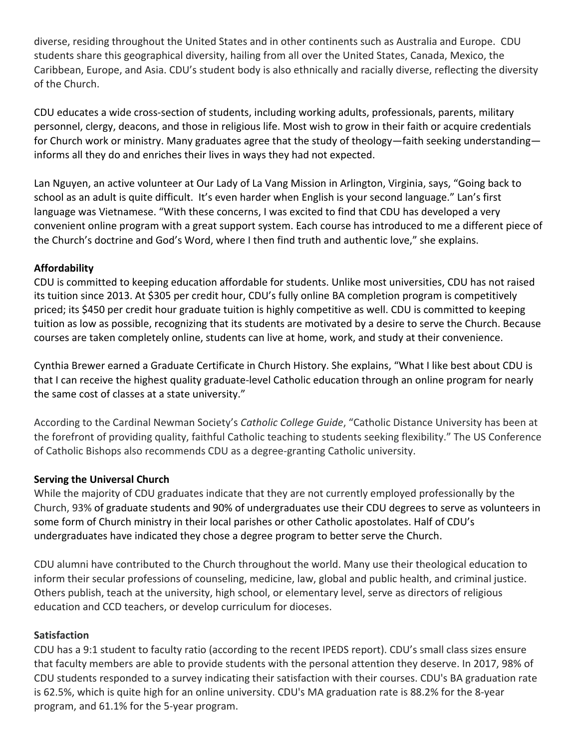diverse, residing throughout the United States and in other continents such as Australia and Europe. CDU students share this geographical diversity, hailing from all over the United States, Canada, Mexico, the Caribbean, Europe, and Asia. CDU's student body is also ethnically and racially diverse, reflecting the diversity of the Church.

CDU educates a wide cross-section of students, including working adults, professionals, parents, military personnel, clergy, deacons, and those in religious life. Most wish to grow in their faith or acquire credentials for Church work or ministry. Many graduates agree that the study of theology—faith seeking understanding—informs all they do and enriches their lives in ways they had not expected.

Lan Nguyen, an active volunteer at Our Lady of La Vang Mission in Arlington, Virginia, says, "Going back to school as an adult is quite difficult. It's even harder when English is your second language." Lan's first language was Vietnamese. "With these concerns, I was excited to find that CDU has developed a very convenient online program with a great support system. Each course has introduced to me a different piece of the Church's doctrine and God's Word, where I then find truth and authentic love," she explains.

**Affordability**

CDU is committed to keeping education affordable for students. Unlike most universities, CDU has not raised its tuition since 2013. At $305 per credit hour, CDU's fully online BA completion program is competitively priced; its $450 per credit hour graduate tuition is highly competitive as well. CDU is committed to keeping tuition as low as possible, recognizing that its students are motivated by a desire to serve the Church. Because courses are taken completely online, students can live at home, work, and study at their convenience.

Cynthia Brewer earned a Graduate Certificate in Church History. She explains, "What I like best about CDU is that I can receive the highest quality graduate-level Catholic education through an online program for nearly the same cost of classes at a state university."

According to the Cardinal Newman Society's *Catholic College Guide*, "Catholic Distance University has been at the forefront of providing quality, faithful Catholic teaching to students seeking flexibility." The US Conference of Catholic Bishops also recommends CDU as a degree-granting Catholic university.

**Serving the Universal Church**

While the majority of CDU graduates indicate that they are not currently employed professionally by the Church, 93% of graduate students and 90% of undergraduates use their CDU degrees to serve as volunteers in some form of Church ministry in their local parishes or other Catholic apostolates. Half of CDU's undergraduates have indicated they chose a degree program to better serve the Church.

CDU alumni have contributed to the Church throughout the world. Many use their theological education to inform their secular professions of counseling, medicine, law, global and public health, and criminal justice. Others publish, teach at the university, high school, or elementary level, serve as directors of religious education and CCD teachers, or develop curriculum for dioceses.

**Satisfaction**

CDU has a 9:1 student to faculty ratio (according to the recent IPEDS report). CDU's small class sizes ensure that faculty members are able to provide students with the personal attention they deserve. In 2017, 98% of CDU students responded to a survey indicating their satisfaction with their courses. CDU's BA graduation rate is 62.5%, which is quite high for an online university. CDU's MA graduation rate is 88.2% for the 8-year program, and 61.1% for the 5-year program.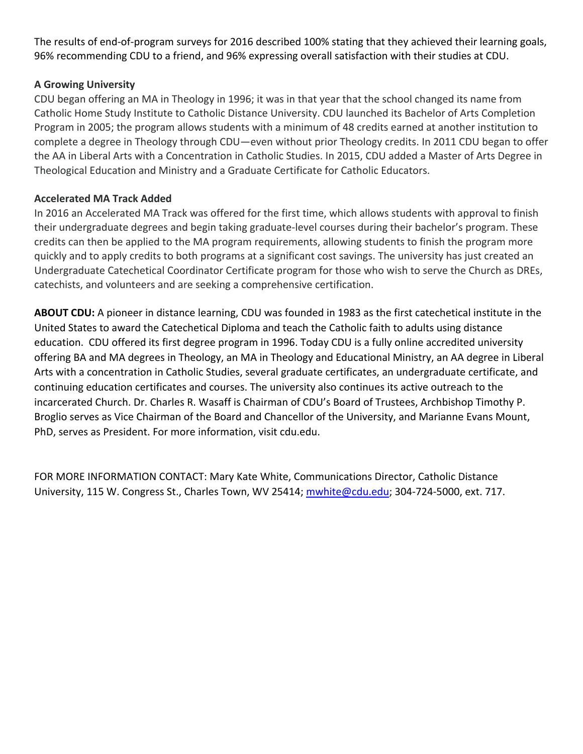The results of end-of-program surveys for 2016 described 100% stating that they achieved their learning goals, 96% recommending CDU to a friend, and 96% expressing overall satisfaction with their studies at CDU.

**A Growing University**

CDU began offering an MA in Theology in 1996; it was in that year that the school changed its name from Catholic Home Study Institute to Catholic Distance University. CDU launched its Bachelor of Arts Completion Program in 2005; the program allows students with a minimum of 48 credits earned at another institution to complete a degree in Theology through CDU—even without prior Theology credits. In 2011 CDU began to offer the AA in Liberal Arts with a Concentration in Catholic Studies. In 2015, CDU added a Master of Arts Degree in Theological Education and Ministry and a Graduate Certificate for Catholic Educators.

**Accelerated MA Track Added**

In 2016 an Accelerated MA Track was offered for the first time, which allows students with approval to finish their undergraduate degrees and begin taking graduate-level courses during their bachelor's program. These credits can then be applied to the MA program requirements, allowing students to finish the program more quickly and to apply credits to both programs at a significant cost savings. The university has just created an Undergraduate Catechetical Coordinator Certificate program for those who wish to serve the Church as DREs, catechists, and volunteers and are seeking a comprehensive certification.

**ABOUT CDU:** A pioneer in distance learning, CDU was founded in 1983 as the first catechetical institute in the United States to award the Catechetical Diploma and teach the Catholic faith to adults using distance education. CDU offered its first degree program in 1996. Today CDU is a fully online accredited university offering BA and MA degrees in Theology, an MA in Theology and Educational Ministry, an AA degree in Liberal Arts with a concentration in Catholic Studies, several graduate certificates, an undergraduate certificate, and continuing education certificates and courses. The university also continues its active outreach to the incarcerated Church. Dr. Charles R. Wasaff is Chairman of CDU's Board of Trustees, Archbishop Timothy P. Broglio serves as Vice Chairman of the Board and Chancellor of the University, and Marianne Evans Mount, PhD, serves as President. For more information, visit cdu.edu.

FOR MORE INFORMATION CONTACT: Mary Kate White, Communications Director, Catholic Distance University, 115 W. Congress St., Charles Town, WV 25414; mwhite@cdu.edu; 304-724-5000, ext. 717.